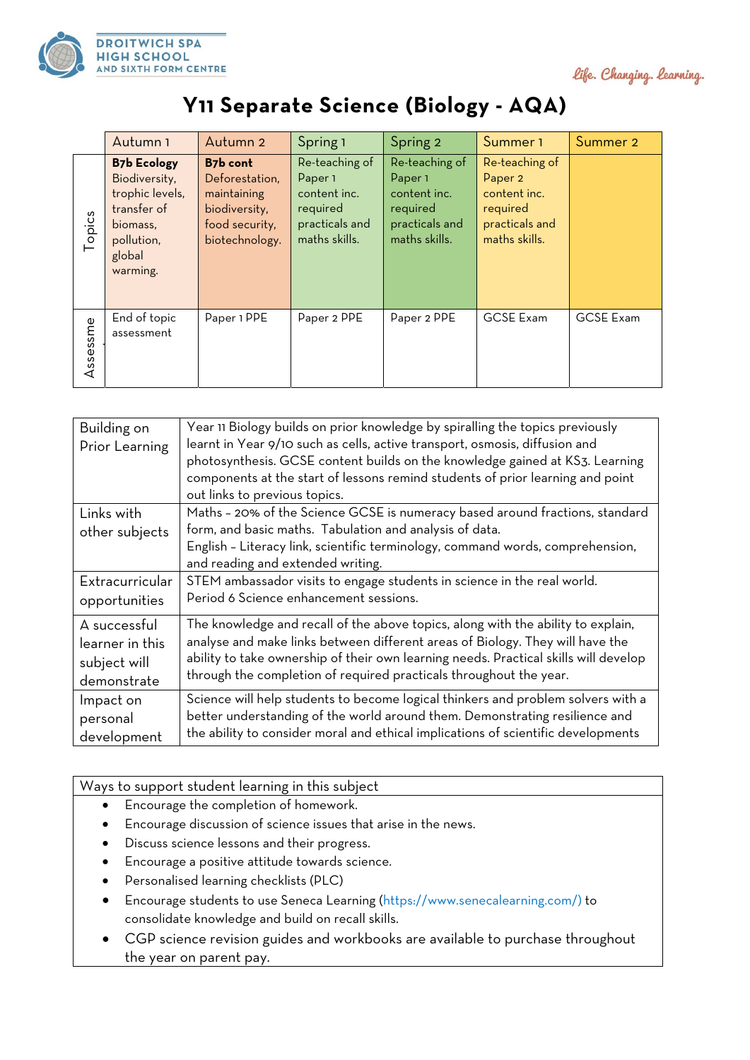DROITWICH SPA HIGH SCHOOL AND SIXTH FORM CENTRE

Life. Changing. Learning.

# Y11 Separate Science (Biology - AQA)

| | Autumn 1 | Autumn 2 | Spring 1 | Spring 2 | Summer 1 | Summer 2 |
|---|---|---|---|---|---|---|
| Topics | **B7b Ecology** Biodiversity, trophic levels, transfer of biomass, pollution, global warming. | **B7b cont** Deforestation, maintaining biodiversity, food security, biotechnology. | Re-teaching of Paper 1 content inc. required practicals and maths skills. | Re-teaching of Paper 1 content inc. required practicals and maths skills. | Re-teaching of Paper 2 content inc. required practicals and maths skills. | |
| Assessment | End of topic assessment | Paper 1 PPE | Paper 2 PPE | Paper 2 PPE | GCSE Exam | GCSE Exam |

| | |
|---|---|
| Building on Prior Learning | Year 11 Biology builds on prior knowledge by spiralling the topics previously learnt in Year 9/10 such as cells, active transport, osmosis, diffusion and photosynthesis. GCSE content builds on the knowledge gained at KS3. Learning components at the start of lessons remind students of prior learning and point out links to previous topics. |
| Links with other subjects | Maths – 20% of the Science GCSE is numeracy based around fractions, standard form, and basic maths. Tabulation and analysis of data.<br>English – Literacy link, scientific terminology, command words, comprehension, and reading and extended writing. |
| Extracurricular opportunities | STEM ambassador visits to engage students in science in the real world.<br>Period 6 Science enhancement sessions. |
| A successful learner in this subject will demonstrate | The knowledge and recall of the above topics, along with the ability to explain, analyse and make links between different areas of Biology. They will have the ability to take ownership of their own learning needs. Practical skills will develop through the completion of required practicals throughout the year. |
| Impact on personal development | Science will help students to become logical thinkers and problem solvers with a better understanding of the world around them. Demonstrating resilience and the ability to consider moral and ethical implications of scientific developments |

Ways to support student learning in this subject

- Encourage the completion of homework.
- Encourage discussion of science issues that arise in the news.
- Discuss science lessons and their progress.
- Encourage a positive attitude towards science.
- Personalised learning checklists (PLC)
- Encourage students to use Seneca Learning (https://www.senecalearning.com/) to consolidate knowledge and build on recall skills.
- CGP science revision guides and workbooks are available to purchase throughout the year on parent pay.